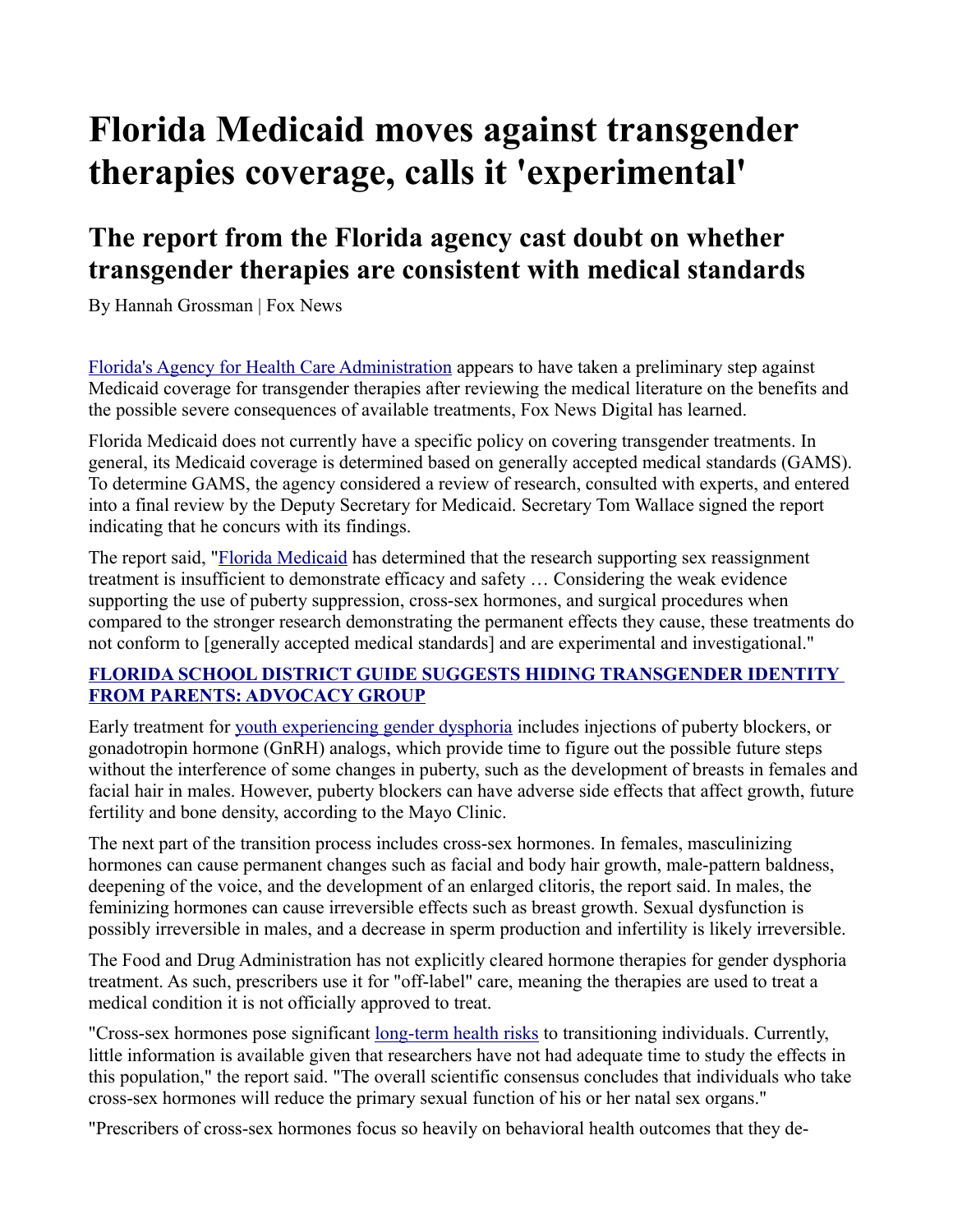# Florida Medicaid moves against transgender therapies coverage, calls it 'experimental'

## The report from the Florida agency cast doubt on whether transgender therapies are consistent with medical standards

By Hannah Grossman | Fox News

Florida's Agency for Health Care Administration appears to have taken a preliminary step against Medicaid coverage for transgender therapies after reviewing the medical literature on the benefits and the possible severe consequences of available treatments, Fox News Digital has learned.

Florida Medicaid does not currently have a specific policy on covering transgender treatments. In general, its Medicaid coverage is determined based on generally accepted medical standards (GAMS). To determine GAMS, the agency considered a review of research, consulted with experts, and entered into a final review by the Deputy Secretary for Medicaid. Secretary Tom Wallace signed the report indicating that he concurs with its findings.

The report said, "Florida Medicaid has determined that the research supporting sex reassignment treatment is insufficient to demonstrate efficacy and safety … Considering the weak evidence supporting the use of puberty suppression, cross-sex hormones, and surgical procedures when compared to the stronger research demonstrating the permanent effects they cause, these treatments do not conform to [generally accepted medical standards] and are experimental and investigational."

**FLORIDA SCHOOL DISTRICT GUIDE SUGGESTS HIDING TRANSGENDER IDENTITY FROM PARENTS: ADVOCACY GROUP**

Early treatment for youth experiencing gender dysphoria includes injections of puberty blockers, or gonadotropin hormone (GnRH) analogs, which provide time to figure out the possible future steps without the interference of some changes in puberty, such as the development of breasts in females and facial hair in males. However, puberty blockers can have adverse side effects that affect growth, future fertility and bone density, according to the Mayo Clinic.

The next part of the transition process includes cross-sex hormones. In females, masculinizing hormones can cause permanent changes such as facial and body hair growth, male-pattern baldness, deepening of the voice, and the development of an enlarged clitoris, the report said. In males, the feminizing hormones can cause irreversible effects such as breast growth. Sexual dysfunction is possibly irreversible in males, and a decrease in sperm production and infertility is likely irreversible.

The Food and Drug Administration has not explicitly cleared hormone therapies for gender dysphoria treatment. As such, prescribers use it for "off-label" care, meaning the therapies are used to treat a medical condition it is not officially approved to treat.

"Cross-sex hormones pose significant long-term health risks to transitioning individuals. Currently, little information is available given that researchers have not had adequate time to study the effects in this population," the report said. "The overall scientific consensus concludes that individuals who take cross-sex hormones will reduce the primary sexual function of his or her natal sex organs."

"Prescribers of cross-sex hormones focus so heavily on behavioral health outcomes that they de-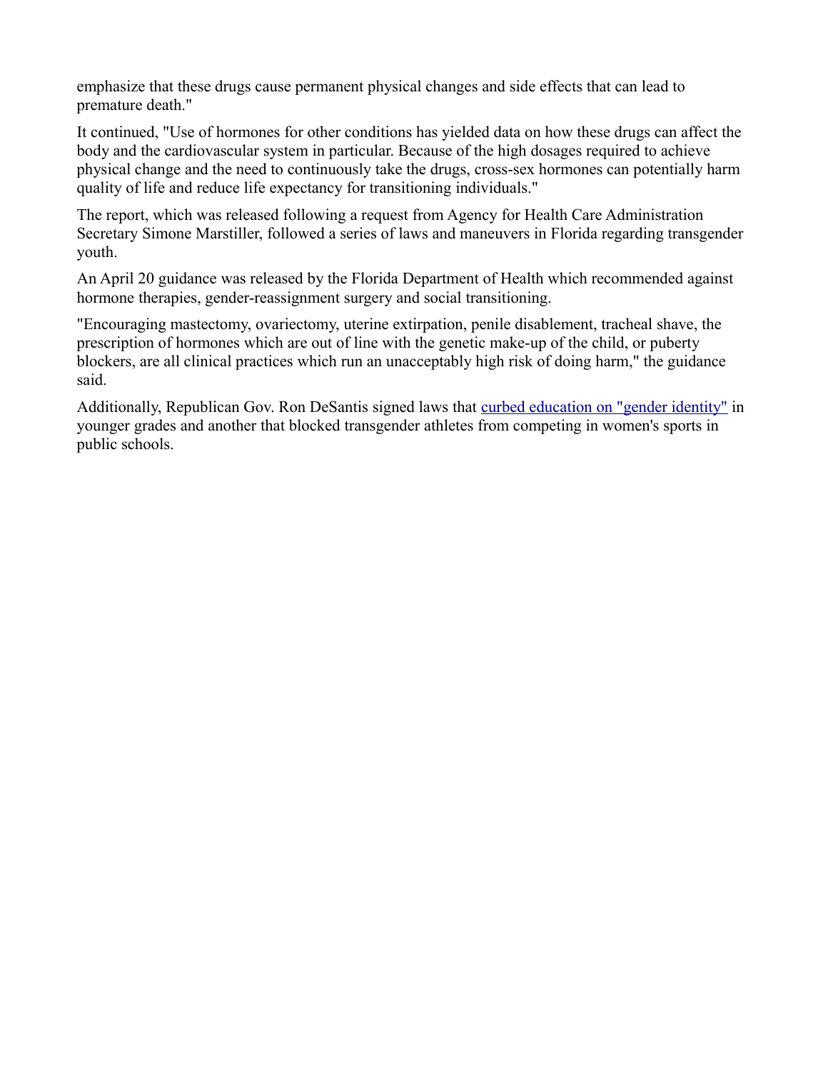emphasize that these drugs cause permanent physical changes and side effects that can lead to premature death."

It continued, "Use of hormones for other conditions has yielded data on how these drugs can affect the body and the cardiovascular system in particular. Because of the high dosages required to achieve physical change and the need to continuously take the drugs, cross-sex hormones can potentially harm quality of life and reduce life expectancy for transitioning individuals."

The report, which was released following a request from Agency for Health Care Administration Secretary Simone Marstiller, followed a series of laws and maneuvers in Florida regarding transgender youth.

An April 20 guidance was released by the Florida Department of Health which recommended against hormone therapies, gender-reassignment surgery and social transitioning.

"Encouraging mastectomy, ovariectomy, uterine extirpation, penile disablement, tracheal shave, the prescription of hormones which are out of line with the genetic make-up of the child, or puberty blockers, are all clinical practices which run an unacceptably high risk of doing harm," the guidance said.

Additionally, Republican Gov. Ron DeSantis signed laws that curbed education on "gender identity" in younger grades and another that blocked transgender athletes from competing in women's sports in public schools.